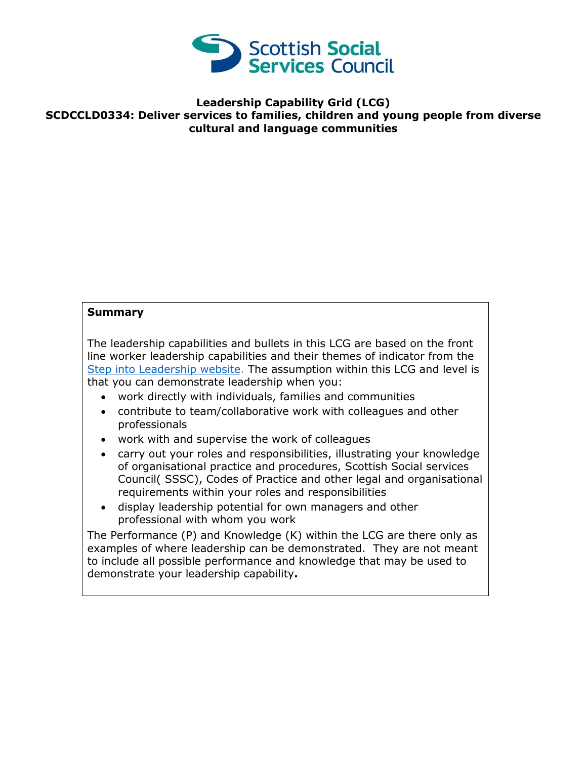**Leadership Capability Grid (LCG)**
**SCDCCLD0334: Deliver services to families, children and young people from diverse cultural and language communities**

**Summary**

The leadership capabilities and bullets in this LCG are based on the front line worker leadership capabilities and their themes of indicator from the Step into Leadership website. The assumption within this LCG and level is that you can demonstrate leadership when you:

- work directly with individuals, families and communities
- contribute to team/collaborative work with colleagues and other professionals
- work with and supervise the work of colleagues
- carry out your roles and responsibilities, illustrating your knowledge of organisational practice and procedures, Scottish Social services Council( SSSC), Codes of Practice and other legal and organisational requirements within your roles and responsibilities
- display leadership potential for own managers and other professional with whom you work

The Performance (P) and Knowledge (K) within the LCG are there only as examples of where leadership can be demonstrated. They are not meant to include all possible performance and knowledge that may be used to demonstrate your leadership capability**.**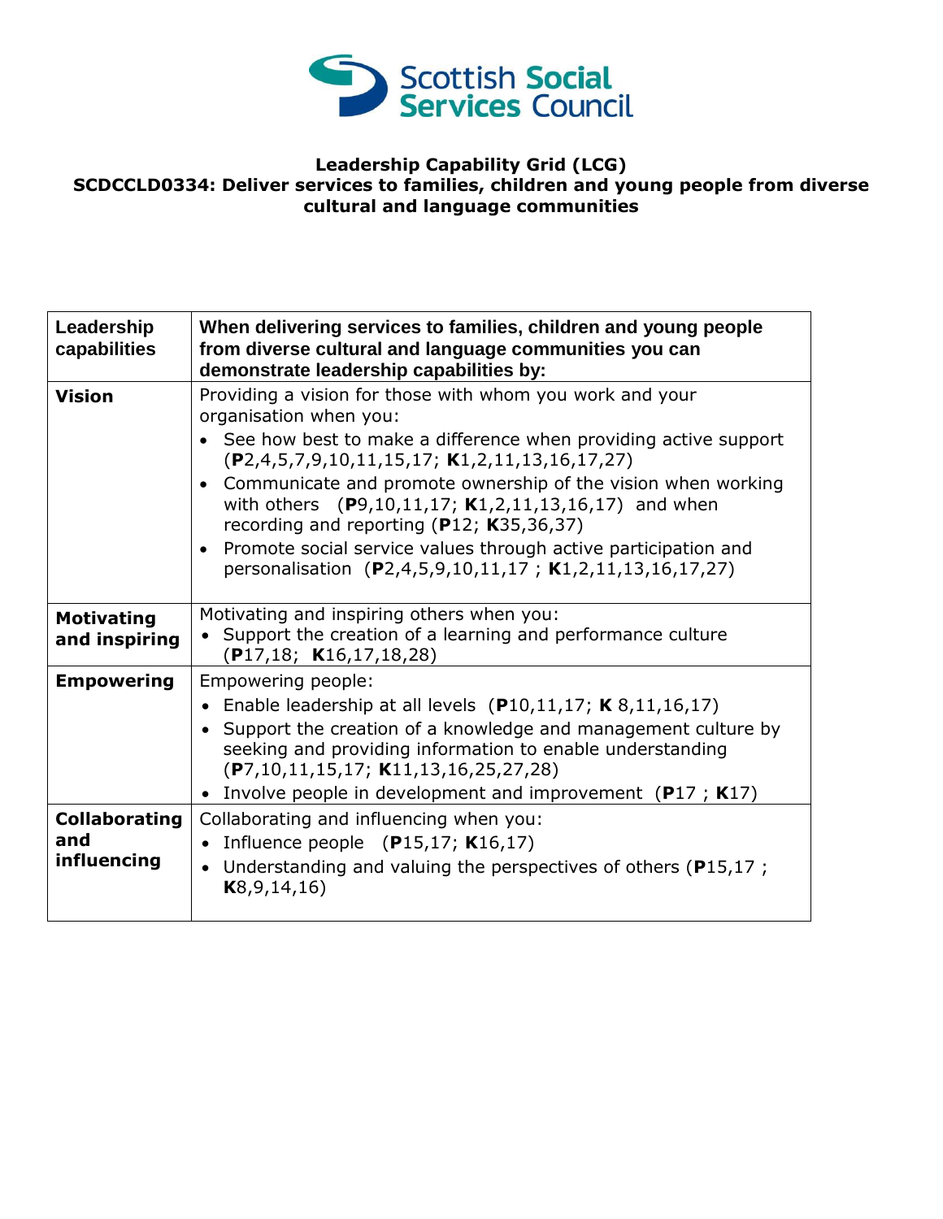# Leadership Capability Grid (LCG)

## SCDCCLD0334: Deliver services to families, children and young people from diverse cultural and language communities

| Leadership capabilities | When delivering services to families, children and young people from diverse cultural and language communities you can demonstrate leadership capabilities by: |
|---|---|
| **Vision** | Providing a vision for those with whom you work and your organisation when you: <br>• See how best to make a difference when providing active support (**P**2,4,5,7,9,10,11,15,17; **K**1,2,11,13,16,17,27) <br>• Communicate and promote ownership of the vision when working with others (**P**9,10,11,17; **K**1,2,11,13,16,17) and when recording and reporting (**P**12; **K**35,36,37) <br>• Promote social service values through active participation and personalisation (**P**2,4,5,9,10,11,17 ; **K**1,2,11,13,16,17,27) |
| **Motivating and inspiring** | Motivating and inspiring others when you: <br>• Support the creation of a learning and performance culture (**P**17,18; **K**16,17,18,28) |
| **Empowering** | Empowering people: <br>• Enable leadership at all levels (**P**10,11,17; **K** 8,11,16,17) <br>• Support the creation of a knowledge and management culture by seeking and providing information to enable understanding (**P**7,10,11,15,17; **K**11,13,16,25,27,28) <br>• Involve people in development and improvement (**P**17 ; **K**17) |
| **Collaborating and influencing** | Collaborating and influencing when you: <br>• Influence people (**P**15,17; **K**16,17) <br>• Understanding and valuing the perspectives of others (**P**15,17 ; **K**8,9,14,16) |